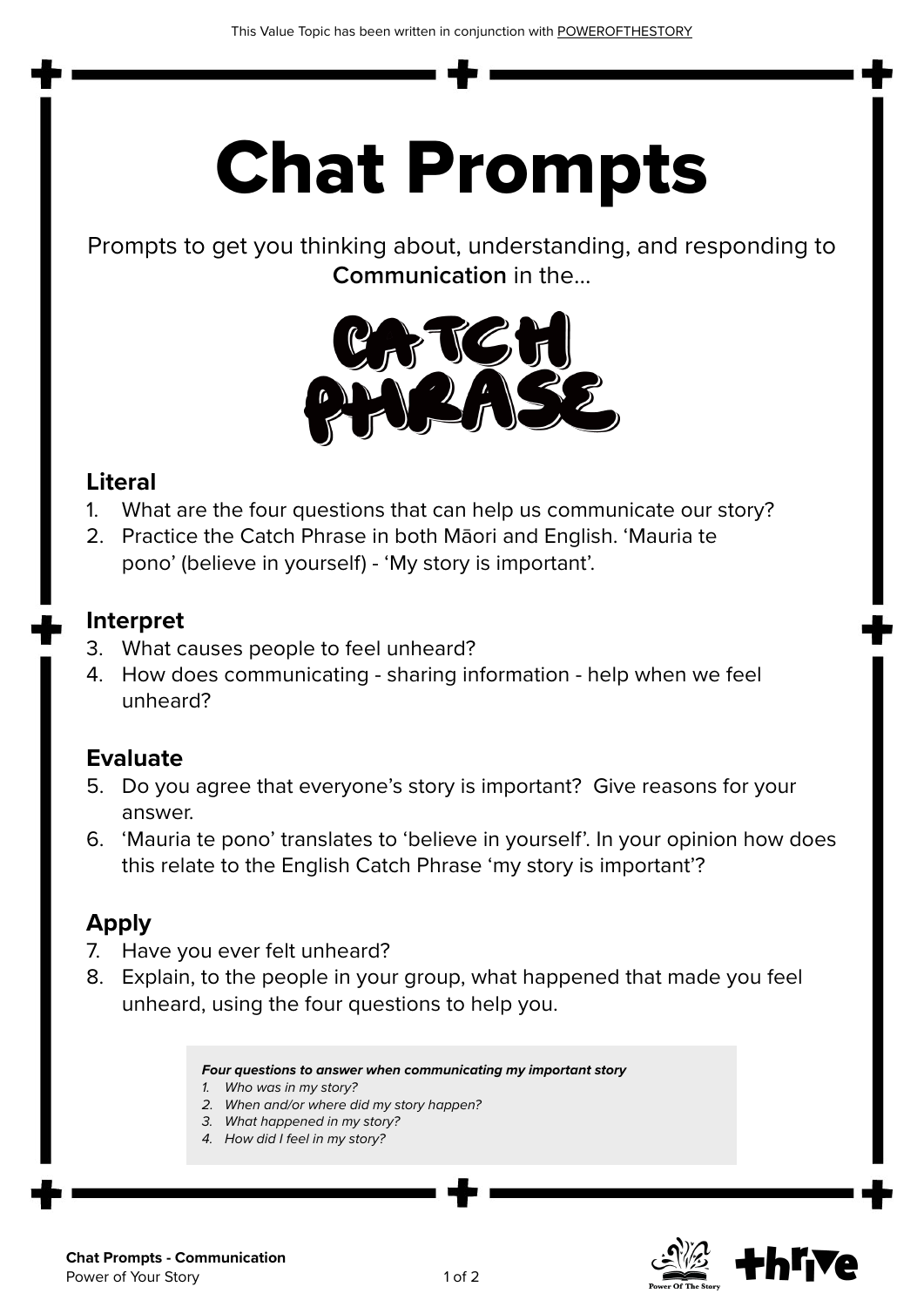This Value Topic has been written in conjunction with POWEROFTHESTORY

# Chat Prompts

Prompts to get you thinking about, understanding, and responding to **Communication** in the...

CATCH PHRASE

## Literal

1. What are the four questions that can help us communicate our story?
2. Practice the Catch Phrase in both Māori and English. 'Mauria te pono' (believe in yourself) - 'My story is important'.

## Interpret

3. What causes people to feel unheard?
4. How does communicating - sharing information - help when we feel unheard?

## Evaluate

5. Do you agree that everyone's story is important? Give reasons for your answer.
6. 'Mauria te pono' translates to 'believe in yourself'. In your opinion how does this relate to the English Catch Phrase 'my story is important'?

## Apply

7. Have you ever felt unheard?
8. Explain, to the people in your group, what happened that made you feel unheard, using the four questions to help you.

***Four questions to answer when communicating my important story***

1. *Who was in my story?*
2. *When and/or where did my story happen?*
3. *What happened in my story?*
4. *How did I feel in my story?*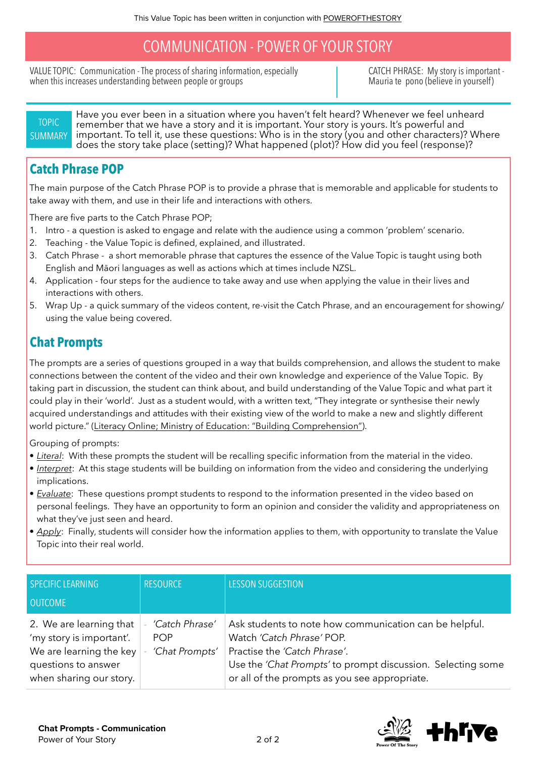This Value Topic has been written in conjunction with POWEROFTHESTORY

# COMMUNICATION - POWER OF YOUR STORY

VALUE TOPIC: Communication - The process of sharing information, especially when this increases understanding between people or groups

CATCH PHRASE: My story is important - Mauria te pono (believe in yourself)

**TOPIC SUMMARY**

Have you ever been in a situation where you haven't felt heard? Whenever we feel unheard remember that we have a story and it is important. Your story is yours. It's powerful and important. To tell it, use these questions: Who is in the story (you and other characters)? Where does the story take place (setting)? What happened (plot)? How did you feel (response)?

## Catch Phrase POP

The main purpose of the Catch Phrase POP is to provide a phrase that is memorable and applicable for students to take away with them, and use in their life and interactions with others.

There are five parts to the Catch Phrase POP;

1. Intro - a question is asked to engage and relate with the audience using a common 'problem' scenario.
2. Teaching - the Value Topic is defined, explained, and illustrated.
3. Catch Phrase - a short memorable phrase that captures the essence of the Value Topic is taught using both English and Māori languages as well as actions which at times include NZSL.
4. Application - four steps for the audience to take away and use when applying the value in their lives and interactions with others.
5. Wrap Up - a quick summary of the videos content, re-visit the Catch Phrase, and an encouragement for showing/using the value being covered.

## Chat Prompts

The prompts are a series of questions grouped in a way that builds comprehension, and allows the student to make connections between the content of the video and their own knowledge and experience of the Value Topic. By taking part in discussion, the student can think about, and build understanding of the Value Topic and what part it could play in their 'world'. Just as a student would, with a written text, "They integrate or synthesise their newly acquired understandings and attitudes with their existing view of the world to make a new and slightly different world picture." (Literacy Online; Ministry of Education: "Building Comprehension").

Grouping of prompts:

- *Literal*: With these prompts the student will be recalling specific information from the material in the video.
- *Interpret*: At this stage students will be building on information from the video and considering the underlying implications.
- *Evaluate*: These questions prompt students to respond to the information presented in the video based on personal feelings. They have an opportunity to form an opinion and consider the validity and appropriateness on what they've just seen and heard.
- *Apply*: Finally, students will consider how the information applies to them, with opportunity to translate the Value Topic into their real world.

| SPECIFIC LEARNING OUTCOME | RESOURCE | LESSON SUGGESTION |
|---|---|---|
| 2. We are learning that 'my story is important'. We are learning the key questions to answer when sharing our story. | - *'Catch Phrase'* POP<br>- *'Chat Prompts'* | Ask students to note how communication can be helpful.<br>Watch *'Catch Phrase'* POP.<br>Practise the *'Catch Phrase'*.<br>Use the *'Chat Prompts'* to prompt discussion. Selecting some or all of the prompts as you see appropriate. |